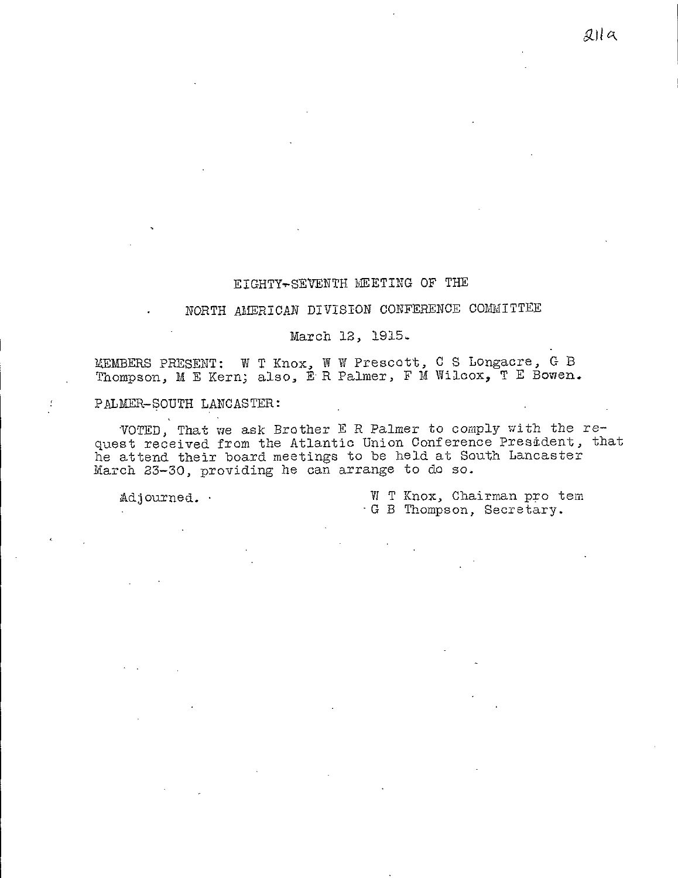# EIGHTY-SEVENTH MEETING OF THE

## NORTH AMERICAN DIVISION CONFERENCE COMMITTEE

March 12, 1915.

MEMBERS PRESENT: W T Knox, W W Prescott, C S Longacre, G B Thompson, M E Kern; also, E R Palmer, F M Wilcox, T E Bowen.

PALMER-SOUTH LANCASTER:

VOTED, That we ask Brother E R Palmer to comply with the request received from the Atlantic Union Conference President, that he attend their board meetings to be held at South Lancaster March 23-30, providing he can arrange to do so.

Adjourned.

W T Knox, Chairman pro tem
G B Thompson, Secretary.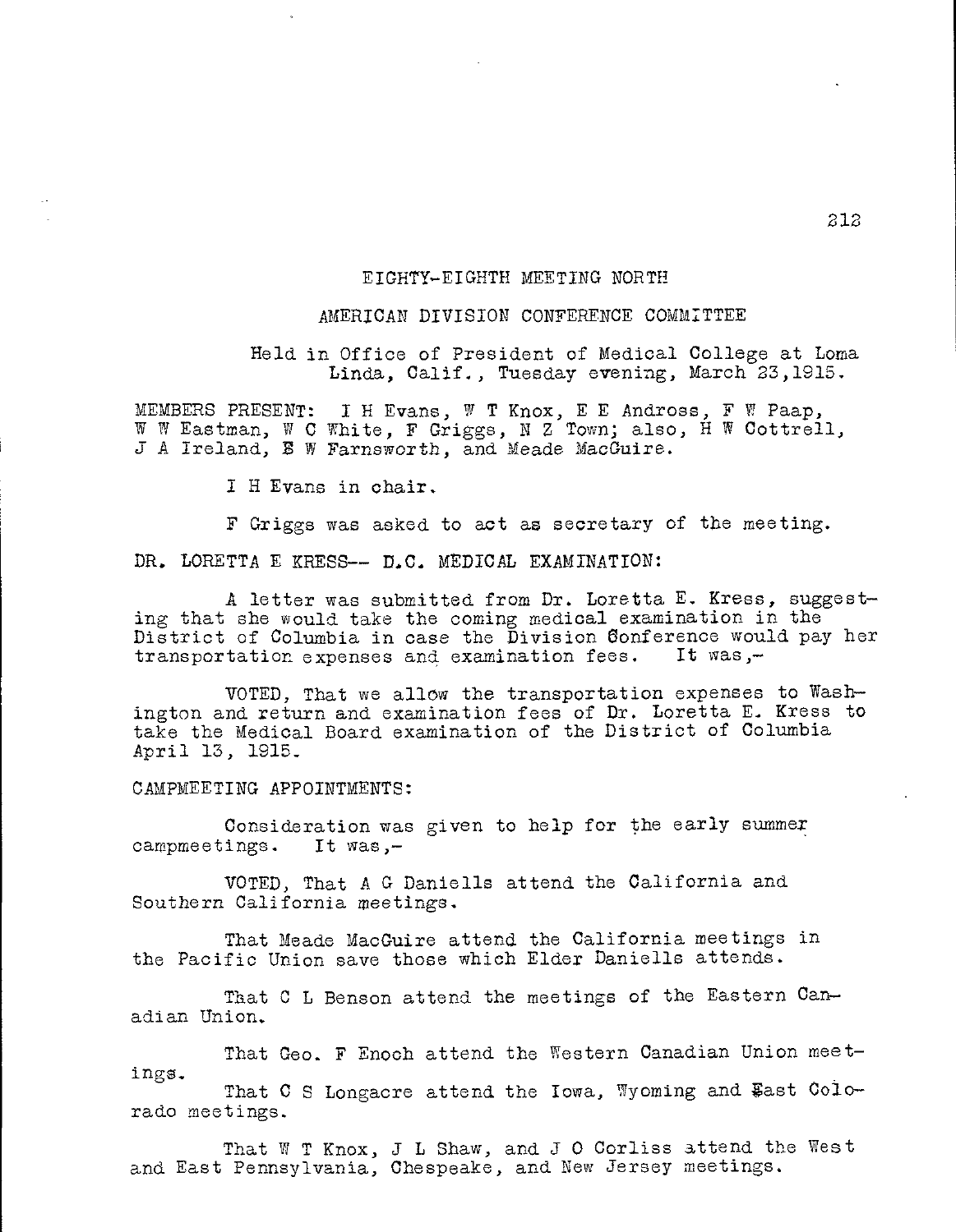## EIGHTY-EIGHTH MEETING NORTH

## AMERICAN DIVISION CONFERENCE COMMITTEE

Held in Office of President of Medical College at Loma Linda, Calif., Tuesday evening, March 23,1915.

MEMBERS PRESENT: I H Evans, W T Knox, E E Andross, F W Paap, W W Eastman, W C White, F Griggs, N Z Town; also, H W Cottrell, J A Ireland, E W Farnsworth, and Meade MacGuire.

I H Evans in chair.

F Griggs was asked to act as secretary of the meeting.

DR. LORETTA E KRESS-- D.C. MEDICAL EXAMINATION:

A letter was submitted from Dr. Loretta E. Kress, suggesting that she would take the coming medical examination in the District of Columbia in case the Division Conference would pay her transportation expenses and examination fees. It was,-

VOTED, That we allow the transportation expenses to Washington and return and examination fees of Dr. Loretta E. Kress to take the Medical Board examination of the District of Columbia April 13, 1915.

CAMPMEETING APPOINTMENTS:

Consideration was given to help for the early summer campmeetings. It was,-

VOTED, That A G Daniells attend the California and Southern California meetings.

That Meade MacGuire attend the California meetings in the Pacific Union save those which Elder Daniells attends.

That C L Benson attend the meetings of the Eastern Canadian Union.

That Geo. F Enoch attend the Western Canadian Union meetings.

That C S Longacre attend the Iowa, Wyoming and East Colorado meetings.

That W T Knox, J L Shaw, and J O Corliss attend the West and East Pennsylvania, Chespeake, and New Jersey meetings.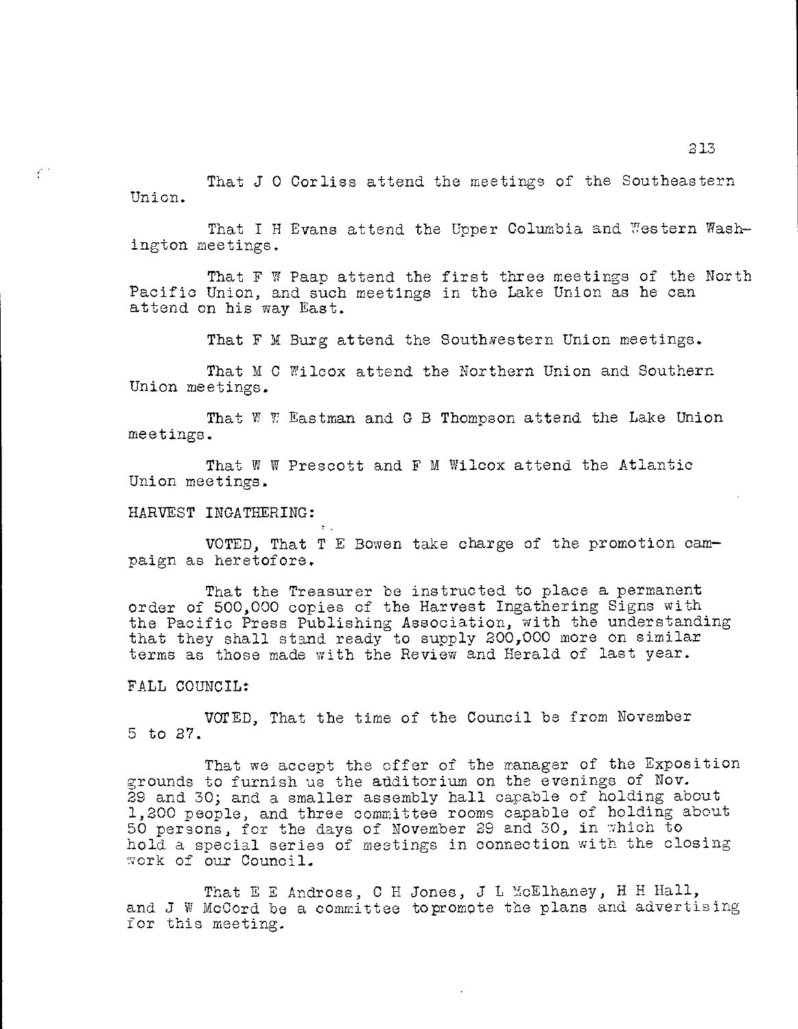That J O Corliss attend the meetings of the Southeastern Union.

That I H Evans attend the Upper Columbia and Western Washington meetings.

That F W Paap attend the first three meetings of the North Pacific Union, and such meetings in the Lake Union as he can attend on his way East.

That F M Burg attend the Southwestern Union meetings.

That M C Wilcox attend the Northern Union and Southern Union meetings.

That W W Eastman and G B Thompson attend the Lake Union meetings.

That W W Prescott and F M Wilcox attend the Atlantic Union meetings.

HARVEST INGATHERING:

VOTED, That T E Bowen take charge of the promotion campaign as heretofore.

That the Treasurer be instructed to place a permanent order of 500,000 copies of the Harvest Ingathering Signs with the Pacific Press Publishing Association, with the understanding that they shall stand ready to supply 200,000 more on similar terms as those made with the Review and Herald of last year.

FALL COUNCIL:

VOTED, That the time of the Council be from November 5 to 27.

That we accept the offer of the manager of the Exposition grounds to furnish us the auditorium on the evenings of Nov. 29 and 30; and a smaller assembly hall capable of holding about 1,200 people, and three committee rooms capable of holding about 50 persons, for the days of November 29 and 30, in which to hold a special series of meetings in connection with the closing work of our Council.

That E E Andross, C H Jones, J L McElhaney, H H Hall, and J W McCord be a committee topromote the plans and advertising for this meeting.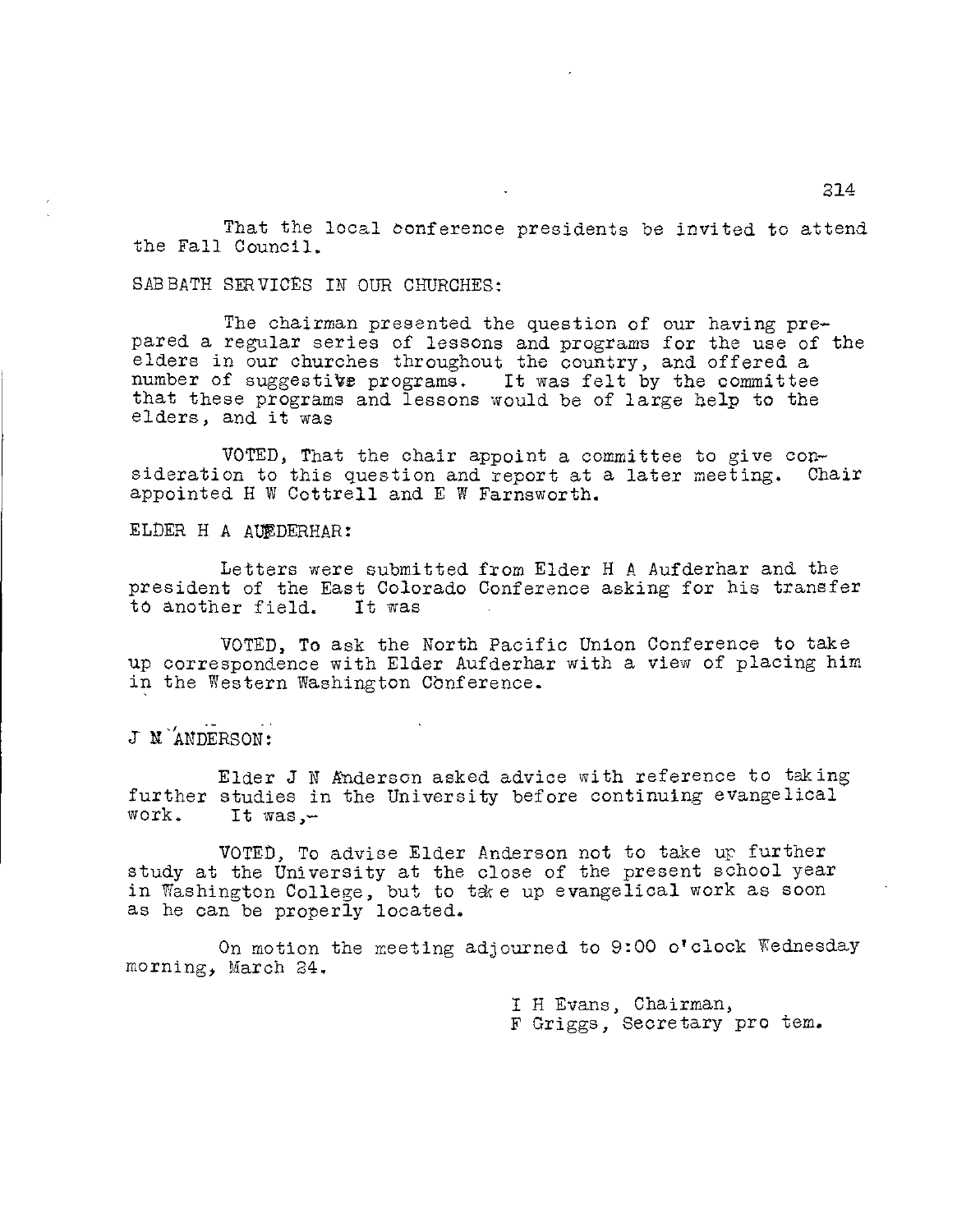That the local conference presidents be invited to attend the Fall Council.

SABBATH SERVICES IN OUR CHURCHES:

The chairman presented the question of our having prepared a regular series of lessons and programs for the use of the elders in our churches throughout the country, and offered a number of suggestive programs. It was felt by the committee that these programs and lessons would be of large help to the elders, and it was

VOTED, That the chair appoint a committee to give consideration to this question and report at a later meeting. Chair appointed H W Cottrell and E W Farnsworth.

ELDER H A AUFDERHAR:

Letters were submitted from Elder H A Aufderhar and the president of the East Colorado Conference asking for his transfer to another field. It was

VOTED, To ask the North Pacific Union Conference to take up correspondence with Elder Aufderhar with a view of placing him in the Western Washington Conference.

J N ANDERSON:

Elder J N Anderson asked advice with reference to taking further studies in the University before continuing evangelical work. It was,-

VOTED, To advise Elder Anderson not to take up further study at the University at the close of the present school year in Washington College, but to take up evangelical work as soon as he can be properly located.

On motion the meeting adjourned to 9:00 o'clock Wednesday morning, March 24.

I H Evans, Chairman,
F Griggs, Secretary pro tem.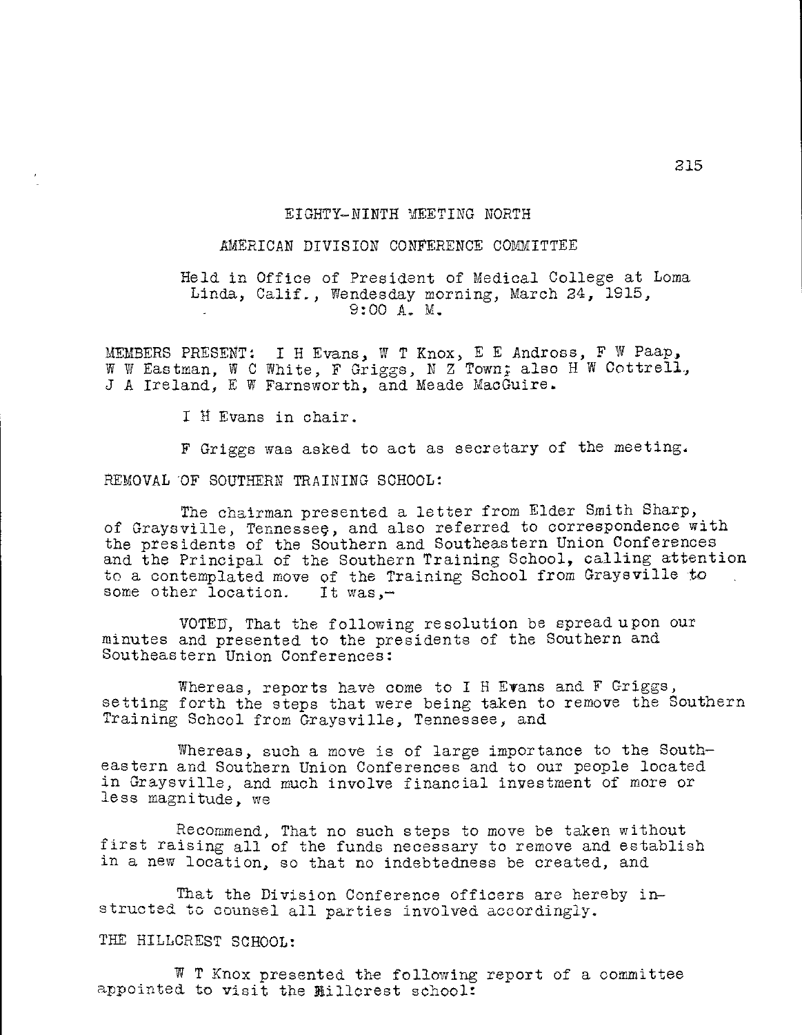EIGHTY-NINTH MEETING NORTH

AMERICAN DIVISION CONFERENCE COMMITTEE

Held in Office of President of Medical College at Loma Linda, Calif., Wendesday morning, March 24, 1915, 9:00 A. M.

MEMBERS PRESENT: I H Evans, W T Knox, E E Andross, F W Paap, W W Eastman, W C White, F Griggs, N Z Town; also H W Cottrell, J A Ireland, E W Farnsworth, and Meade MacGuire.

I H Evans in chair.

F Griggs was asked to act as secretary of the meeting.

REMOVAL OF SOUTHERN TRAINING SCHOOL:

The chairman presented a letter from Elder Smith Sharp, of Graysville, Tennessee, and also referred to correspondence with the presidents of the Southern and Southeastern Union Conferences and the Principal of the Southern Training School, calling attention to a contemplated move of the Training School from Graysville to some other location. It was,-

VOTED, That the following resolution be spread upon our minutes and presented to the presidents of the Southern and Southeastern Union Conferences:

Whereas, reports have come to I H Evans and F Griggs, setting forth the steps that were being taken to remove the Southern Training School from Graysville, Tennessee, and

Whereas, such a move is of large importance to the Southeastern and Southern Union Conferences and to our people located in Graysville, and much involve financial investment of more or less magnitude, we

Recommend, That no such steps to move be taken without first raising all of the funds necessary to remove and establish in a new location, so that no indebtedness be created, and

That the Division Conference officers are hereby instructed to counsel all parties involved accordingly.

THE HILLCREST SCHOOL:

W T Knox presented the following report of a committee appointed to visit the Hillcrest school: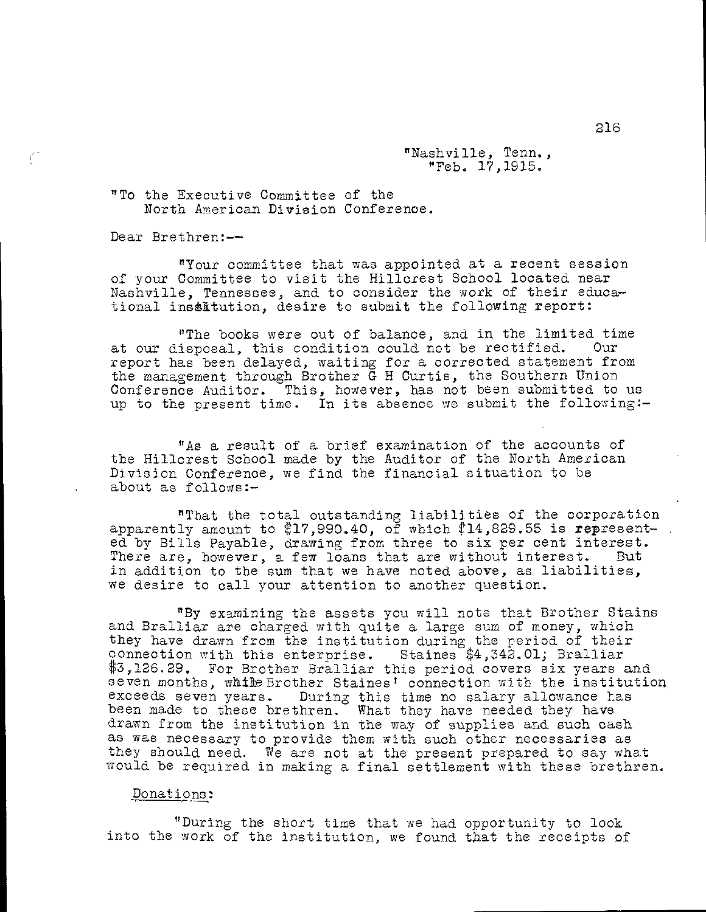"Nashville, Tenn.,
"Feb. 17,1915.

"To the Executive Committee of the
North American Division Conference.

Dear Brethren:--

"Your committee that was appointed at a recent session of your Committee to visit the Hillcrest School located near Nashville, Tennessee, and to consider the work of their educational institution, desire to submit the following report:

"The books were out of balance, and in the limited time at our disposal, this condition could not be rectified. Our report has been delayed, waiting for a corrected statement from the management through Brother G H Curtis, the Southern Union Conference Auditor. This, however, has not been submitted to us up to the present time. In its absence we submit the following:-

"As a result of a brief examination of the accounts of the Hillcrest School made by the Auditor of the North American Division Conference, we find the financial situation to be about as follows:-

"That the total outstanding liabilities of the corporation apparently amount to $17,990.40, of which $14,829.55 is represented by Bills Payable, drawing from three to six per cent interest. There are, however, a few loans that are without interest. But in addition to the sum that we have noted above, as liabilities, we desire to call your attention to another question.

"By examining the assets you will note that Brother Stains and Bralliar are charged with quite a large sum of money, which they have drawn from the institution during the period of their connection with this enterprise. Staines $4,342.01; Bralliar $3,126.29. For Brother Bralliar this period covers six years and seven months, while Brother Staines' connection with the institution exceeds seven years. During this time no salary allowance has been made to these brethren. What they have needed they have drawn from the institution in the way of supplies and such cash as was necessary to provide them with such other necessaries as they should need. We are not at the present prepared to say what would be required in making a final settlement with these brethren.

Donations:

"During the short time that we had opportunity to look into the work of the institution, we found that the receipts of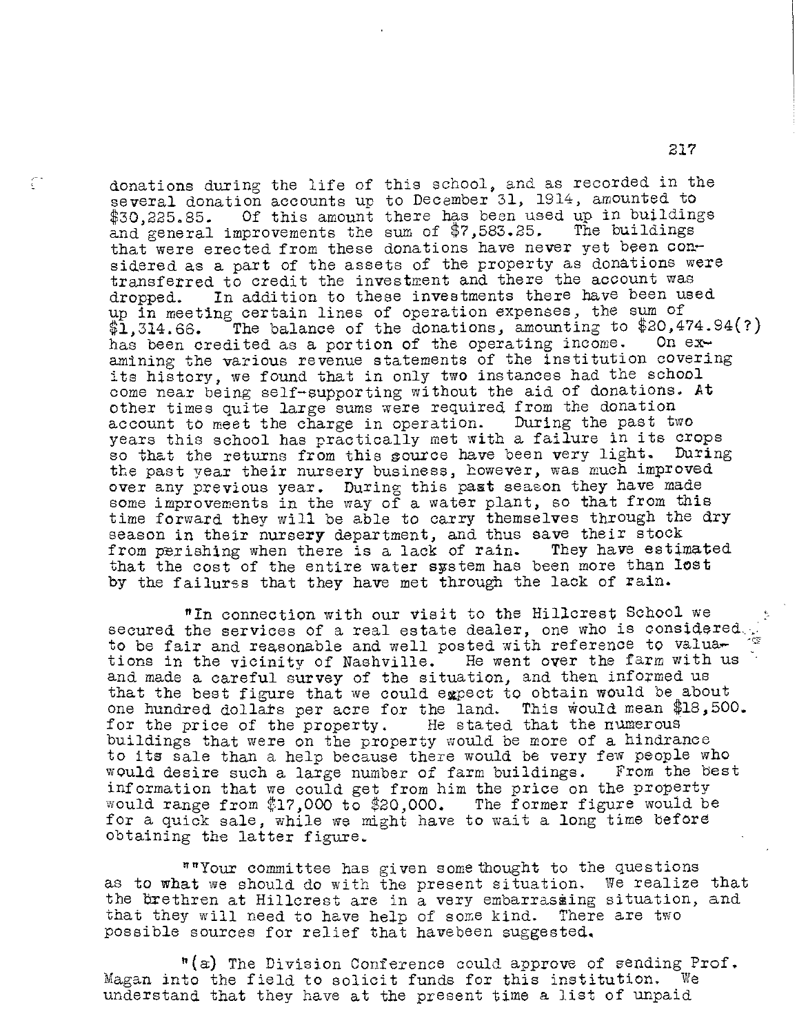donations during the life of this school, and as recorded in the several donation accounts up to December 31, 1914, amounted to $30,225.85. Of this amount there has been used up in buildings and general improvements the sum of $7,583.25. The buildings that were erected from these donations have never yet been considered as a part of the assets of the property as donations were transferred to credit the investment and there the account was dropped. In addition to these investments there have been used up in meeting certain lines of operation expenses, the sum of $1,314.66. The balance of the donations, amounting to $20,474.94(?) has been credited as a portion of the operating income. On examining the various revenue statements of the institution covering its history, we found that in only two instances had the school come near being self-supporting without the aid of donations. At other times quite large sums were required from the donation account to meet the charge in operation. During the past two years this school has practically met with a failure in its crops so that the returns from this source have been very light. During the past year their nursery business, however, was much improved over any previous year. During this past season they have made some improvements in the way of a water plant, so that from this time forward they will be able to carry themselves through the dry season in their nursery department, and thus save their stock from perishing when there is a lack of rain. They have estimated that the cost of the entire water system has been more than lost by the failures that they have met through the lack of rain.

"In connection with our visit to the Hillcrest School we secured the services of a real estate dealer, one who is considered to be fair and reasonable and well posted with reference to valuations in the vicinity of Nashville. He went over the farm with us and made a careful survey of the situation, and then informed us that the best figure that we could expect to obtain would be about one hundred dollars per acre for the land. This would mean $18,500. for the price of the property. He stated that the numerous buildings that were on the property would be more of a hindrance to its sale than a help because there would be very few people who would desire such a large number of farm buildings. From the best information that we could get from him the price on the property would range from $17,000 to $20,000. The former figure would be for a quick sale, while we might have to wait a long time before obtaining the latter figure.

""Your committee has given some thought to the questions as to what we should do with the present situation. We realize that the brethren at Hillcrest are in a very embarrassing situation, and that they will need to have help of some kind. There are two possible sources for relief that havebeen suggested.

"(a) The Division Conference could approve of sending Prof. Magan into the field to solicit funds for this institution. We understand that they have at the present time a list of unpaid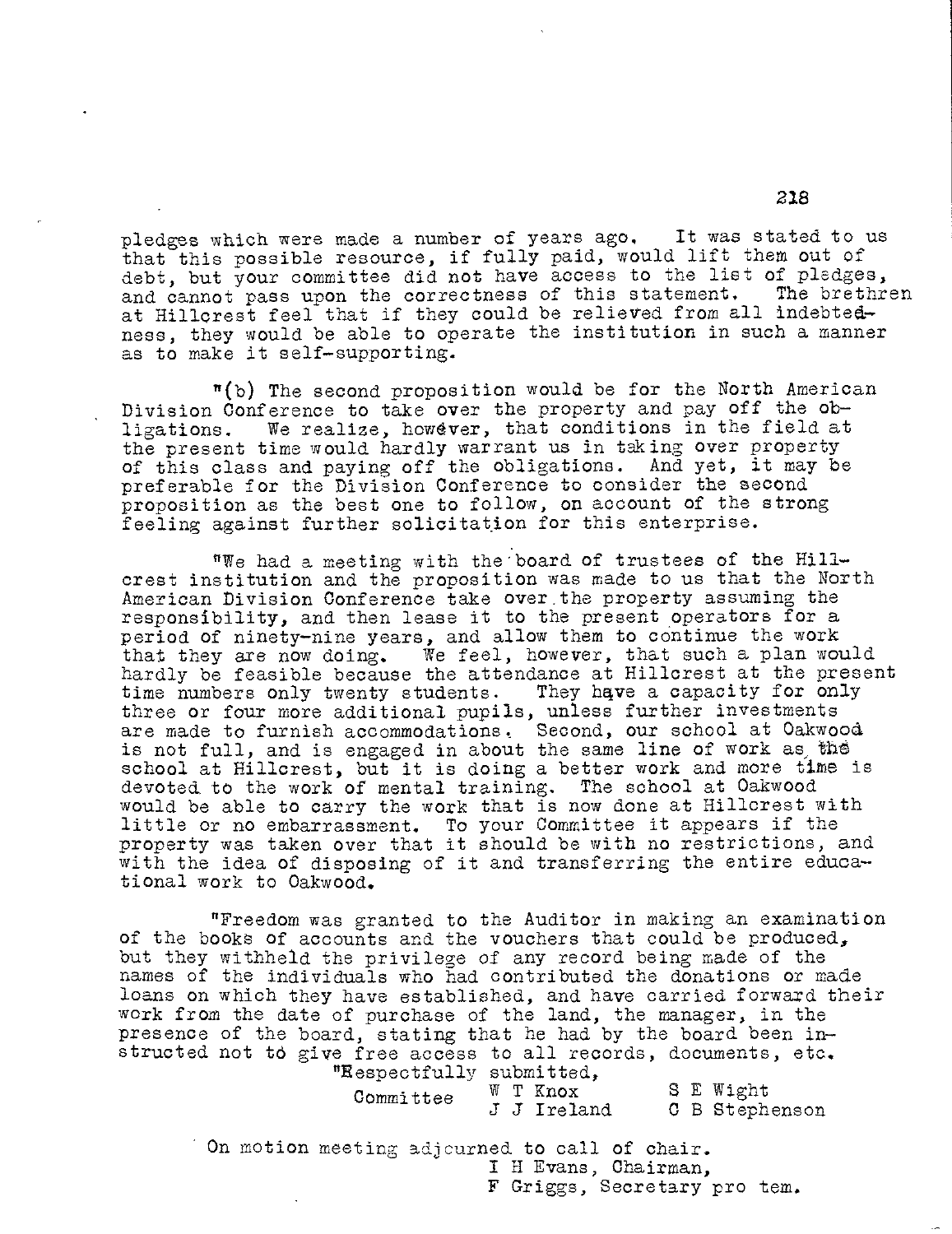pledges which were made a number of years ago. It was stated to us that this possible resource, if fully paid, would lift them out of debt, but your committee did not have access to the list of pledges, and cannot pass upon the correctness of this statement. The brethren at Hillcrest feel that if they could be relieved from all indebtedness, they would be able to operate the institution in such a manner as to make it self-supporting.

"(b) The second proposition would be for the North American Division Conference to take over the property and pay off the obligations. We realize, however, that conditions in the field at the present time would hardly warrant us in taking over property of this class and paying off the obligations. And yet, it may be preferable for the Division Conference to consider the second proposition as the best one to follow, on account of the strong feeling against further solicitation for this enterprise.

"We had a meeting with the board of trustees of the Hillcrest institution and the proposition was made to us that the North American Division Conference take over the property assuming the responsibility, and then lease it to the present operators for a period of ninety-nine years, and allow them to continue the work that they are now doing. We feel, however, that such a plan would hardly be feasible because the attendance at Hillcrest at the present time numbers only twenty students. They have a capacity for only three or four more additional pupils, unless further investments are made to furnish accommodations. Second, our school at Oakwood is not full, and is engaged in about the same line of work as the school at Hillcrest, but it is doing a better work and more time is devoted to the work of mental training. The school at Oakwood would be able to carry the work that is now done at Hillcrest with little or no embarrassment. To your Committee it appears if the property was taken over that it should be with no restrictions, and with the idea of disposing of it and transferring the entire educational work to Oakwood.

"Freedom was granted to the Auditor in making an examination of the books of accounts and the vouchers that could be produced, but they withheld the privilege of any record being made of the names of the individuals who had contributed the donations or made loans on which they have established, and have carried forward their work from the date of purchase of the land, the manager, in the presence of the board, stating that he had by the board been instructed not to give free access to all records, documents, etc.

"Respectfully submitted,

Committee — W T Knox, J J Ireland, S E Wight, C B Stephenson

On motion meeting adjourned to call of chair.

I H Evans, Chairman,
F Griggs, Secretary pro tem.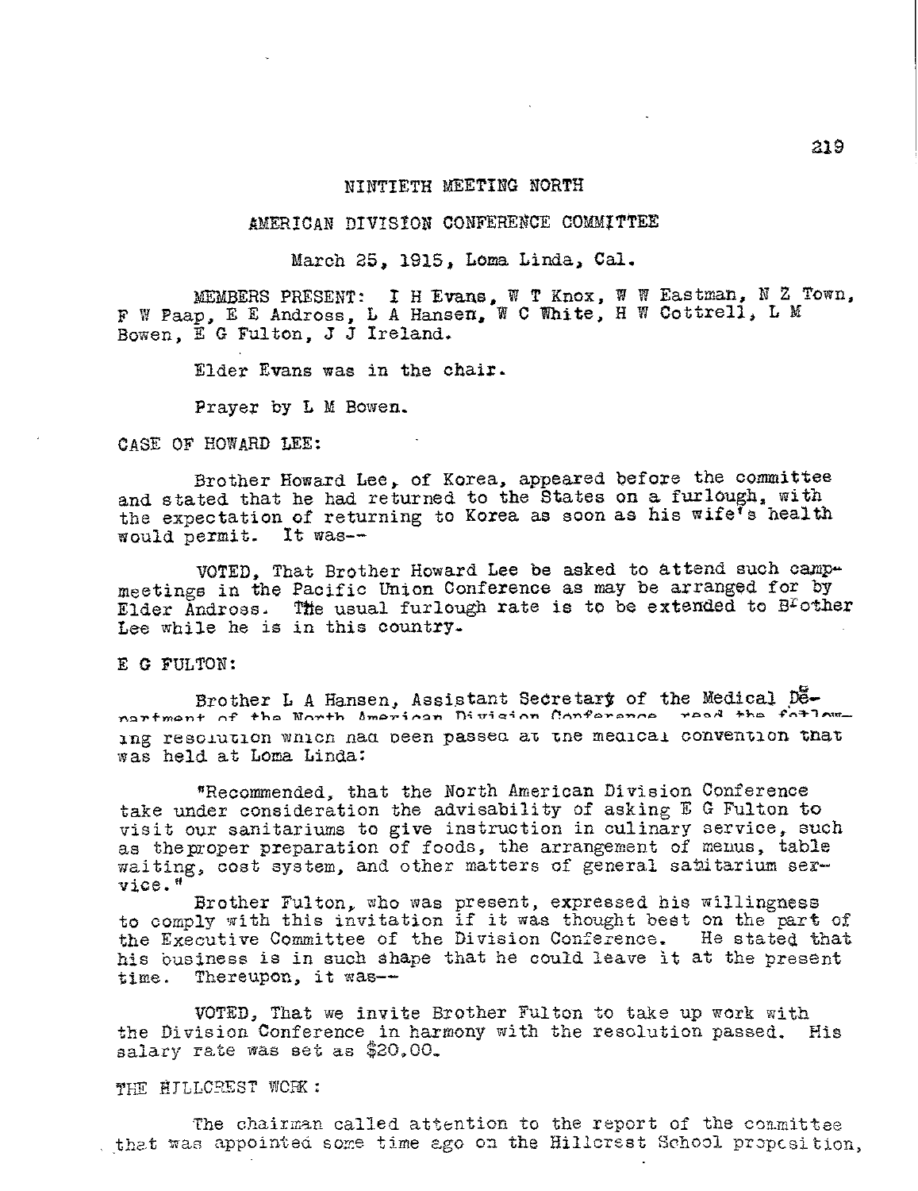NINTIETH MEETING NORTH

AMERICAN DIVISION CONFERENCE COMMITTEE

March 25, 1915, Loma Linda, Cal.

MEMBERS PRESENT: I H Evans, W T Knox, W W Eastman, N Z Town, F W Paap, E E Andross, L A Hansen, W C White, H W Cottrell, L M Bowen, E G Fulton, J J Ireland.

Elder Evans was in the chair.

Prayer by L M Bowen.

CASE OF HOWARD LEE:

Brother Howard Lee, of Korea, appeared before the committee and stated that he had returned to the States on a furlough, with the expectation of returning to Korea as soon as his wife's health would permit. It was--

VOTED, That Brother Howard Lee be asked to attend such camp-meetings in the Pacific Union Conference as may be arranged for by Elder Andross. The usual furlough rate is to be extended to Brother Lee while he is in this country.

E G FULTON:

Brother L A Hansen, Assistant Secretary of the Medical Department of the North American Division Conference, read the following resolution which had been passed at the medical convention that was held at Loma Linda:

"Recommended, that the North American Division Conference take under consideration the advisability of asking E G Fulton to visit our sanitariums to give instruction in culinary service, such as the proper preparation of foods, the arrangement of menus, table waiting, cost system, and other matters of general sanitarium service."

Brother Fulton, who was present, expressed his willingness to comply with this invitation if it was thought best on the part of the Executive Committee of the Division Conference. He stated that his business is in such shape that he could leave it at the present time. Thereupon, it was--

VOTED, That we invite Brother Fulton to take up work with the Division Conference in harmony with the resolution passed. His salary rate was set as $20.00.

THE HILLCREST WORK:

The chairman called attention to the report of the committee that was appointed some time ago on the Hillcrest School proposition,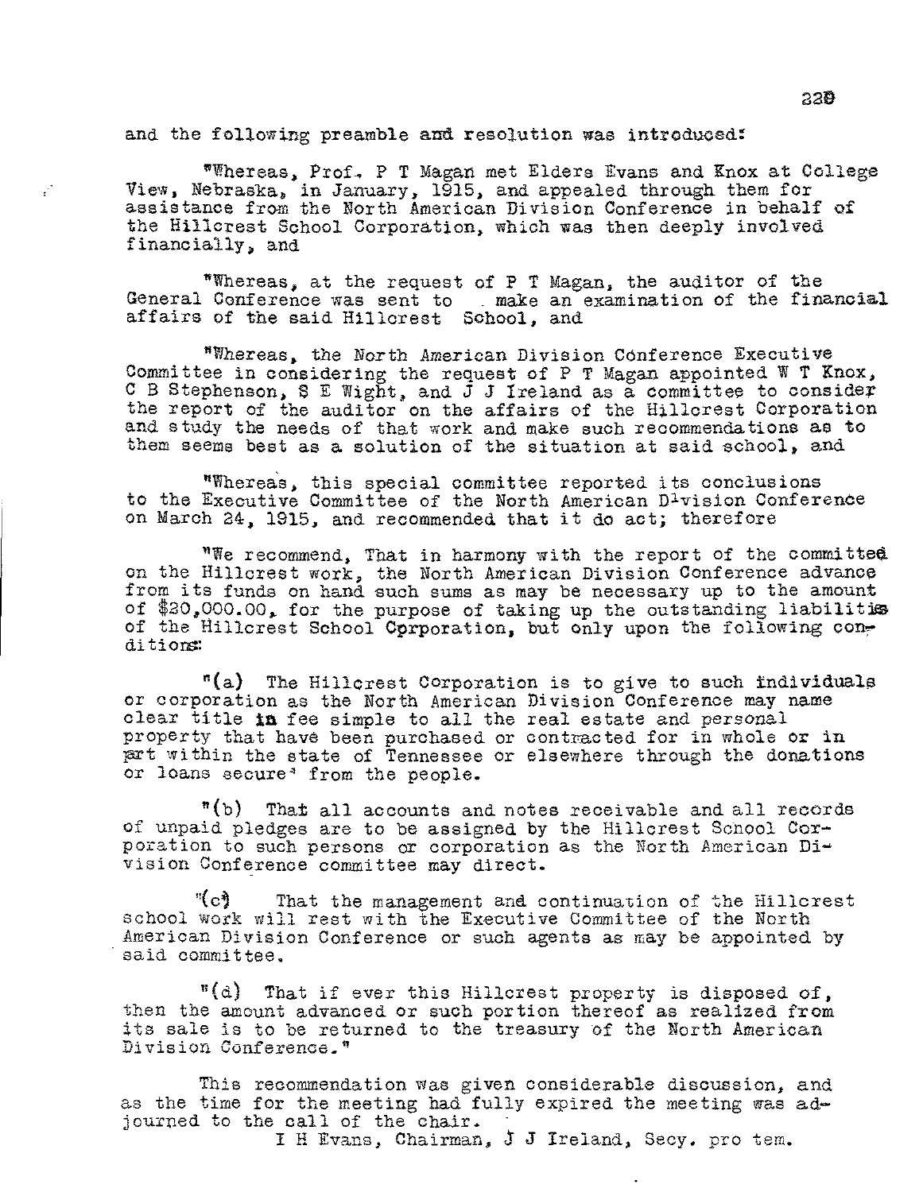and the following preamble and resolution was introduced:

"Whereas, Prof. P T Magan met Elders Evans and Knox at College View, Nebraska, in January, 1915, and appealed through them for assistance from the North American Division Conference in behalf of the Hillcrest School Corporation, which was then deeply involved financially, and

"Whereas, at the request of P T Magan, the auditor of the General Conference was sent to make an examination of the financial affairs of the said Hillcrest School, and

"Whereas, the North American Division Conference Executive Committee in considering the request of P T Magan appointed W T Knox, C B Stephenson, S E Wight, and J J Ireland as a committee to consider the report of the auditor on the affairs of the Hillcrest Corporation and study the needs of that work and make such recommendations as to them seems best as a solution of the situation at said school, and

"Whereas, this special committee reported its conclusions to the Executive Committee of the North American Division Conference on March 24, 1915, and recommended that it do act; therefore

"We recommend, That in harmony with the report of the committee on the Hillcrest work, the North American Division Conference advance from its funds on hand such sums as may be necessary up to the amount of $20,000.00, for the purpose of taking up the outstanding liabilities of the Hillcrest School Corporation, but only upon the following conditions:

"(a) The Hillcrest Corporation is to give to such individuals or corporation as the North American Division Conference may name clear title in fee simple to all the real estate and personal property that have been purchased or contracted for in whole or in part within the state of Tennessee or elsewhere through the donations or loans secured from the people.

"(b) That all accounts and notes receivable and all records of unpaid pledges are to be assigned by the Hillcrest School Corporation to such persons or corporation as the North American Division Conference committee may direct.

"(c) That the management and continuation of the Hillcrest school work will rest with the Executive Committee of the North American Division Conference or such agents as may be appointed by said committee.

"(d) That if ever this Hillcrest property is disposed of, then the amount advanced or such portion thereof as realized from its sale is to be returned to the treasury of the North American Division Conference."

This recommendation was given considerable discussion, and as the time for the meeting had fully expired the meeting was adjourned to the call of the chair.

I H Evans, Chairman, J J Ireland, Secy. pro tem.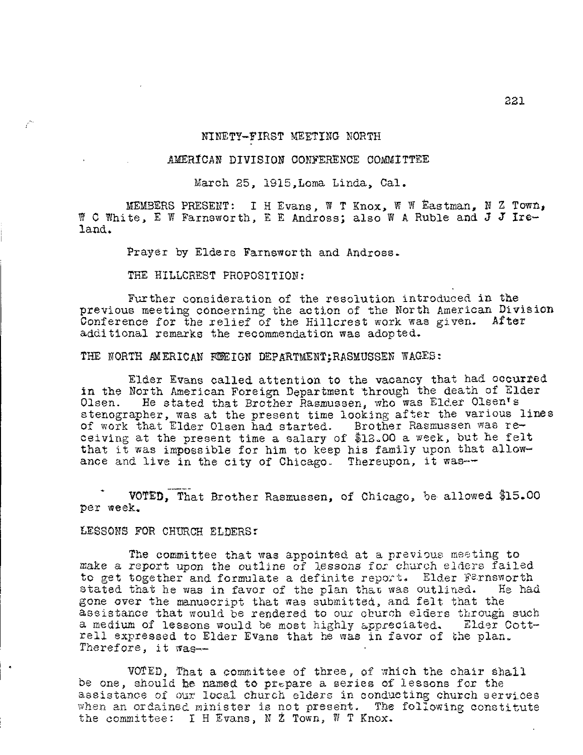# NINETY-FIRST MEETING NORTH

## AMERICAN DIVISION CONFERENCE COMMITTEE

March 25, 1915, Loma Linda, Cal.

MEMBERS PRESENT: I H Evans, W T Knox, W W Eastman, N Z Town, W C White, E W Farnsworth, E E Andross; also W A Ruble and J J Ireland.

Prayer by Elders Farnsworth and Andross.

THE HILLCREST PROPOSITION:

Further consideration of the resolution introduced in the previous meeting concerning the action of the North American Division Conference for the relief of the Hillcrest work was given. After additional remarks the recommendation was adopted.

THE NORTH AMERICAN FOREIGN DEPARTMENT; RASMUSSEN WAGES:

Elder Evans called attention to the vacancy that had occurred in the North American Foreign Department through the death of Elder Olsen. He stated that Brother Rasmussen, who was Elder Olsen's stenographer, was at the present time looking after the various lines of work that Elder Olsen had started. Brother Rasmussen was receiving at the present time a salary of $12.00 a week, but he felt that it was impossible for him to keep his family upon that allowance and live in the city of Chicago. Thereupon, it was--

VOTED, That Brother Rasmussen, of Chicago, be allowed $15.00 per week.

LESSONS FOR CHURCH ELDERS:

The committee that was appointed at a previous meeting to make a report upon the outline of lessons for church elders failed to get together and formulate a definite report. Elder Farnsworth stated that he was in favor of the plan that was outlined. He had gone over the manuscript that was submitted, and felt that the assistance that would be rendered to our church elders through such a medium of lessons would be most highly appreciated. Elder Cottrell expressed to Elder Evans that he was in favor of the plan. Therefore, it was--

VOTED, That a committee of three, of which the chair shall be one, should be named to prepare a series of lessons for the assistance of our local church elders in conducting church services when an ordained minister is not present. The following constitute the committee: I H Evans, N Z Town, W T Knox.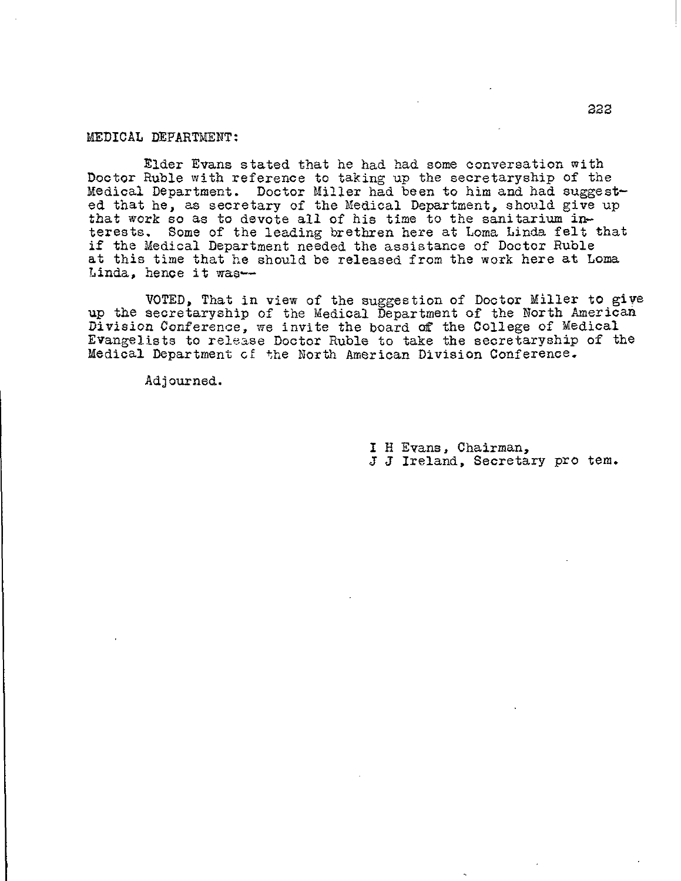MEDICAL DEPARTMENT:

Elder Evans stated that he had had some conversation with Doctor Ruble with reference to taking up the secretaryship of the Medical Department. Doctor Miller had been to him and had suggested that he, as secretary of the Medical Department, should give up that work so as to devote all of his time to the sanitarium interests. Some of the leading brethren here at Loma Linda felt that if the Medical Department needed the assistance of Doctor Ruble at this time that he should be released from the work here at Loma Linda, hence it was--

VOTED, That in view of the suggestion of Doctor Miller to give up the secretaryship of the Medical Department of the North American Division Conference, we invite the board of the College of Medical Evangelists to release Doctor Ruble to take the secretaryship of the Medical Department of the North American Division Conference.

Adjourned.

I H Evans, Chairman,
J J Ireland, Secretary pro tem.